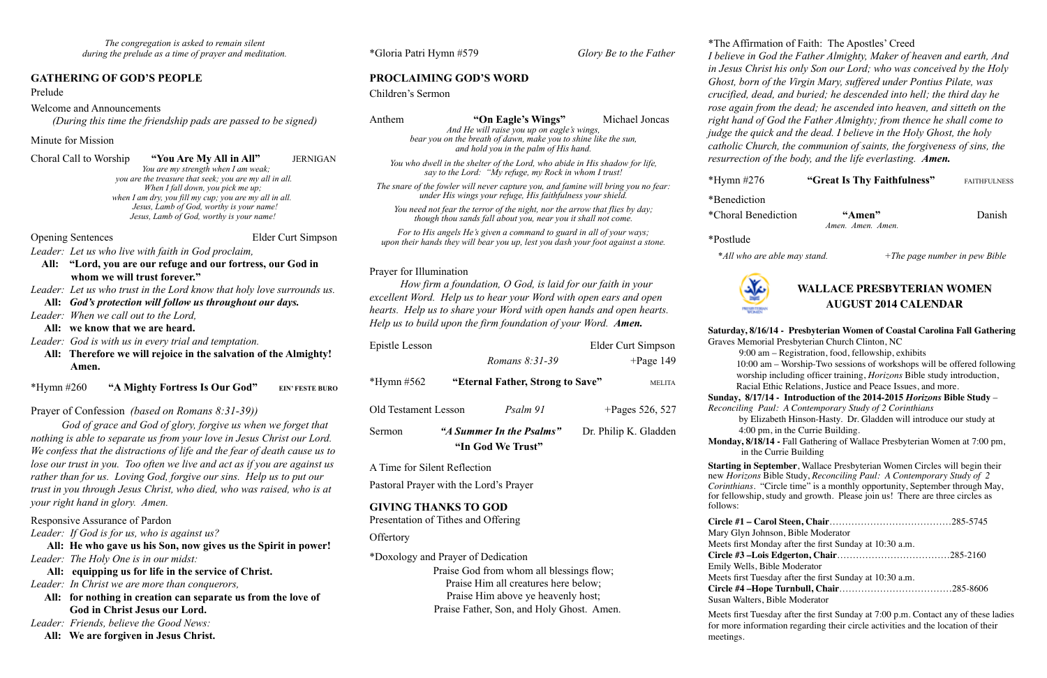*The congregation is asked to remain silent during the prelude as a time of prayer and meditation.*

## GATHERING OF GOD'S PEOPLE

Prelude

Welcome and Announcements

*(During this time the friendship pads are passed to be signed)*

Minute for Mission

Choral Call to Worship **"You Are My All in All"** JERNIGAN

*You are my strength when I am weak; you are the treasure that seek; you are my all in all. When I fall down, you pick me up; when I am dry, you fill my cup; you are my all in all. Jesus, Lamb of God, worthy is your name! Jesus, Lamb of God, worthy is your name!*

Opening Sentences Elder Curt Simpson

*Leader: Let us who live with faith in God proclaim,*

**All: "Lord, you are our refuge and our fortress, our God in whom we will trust forever."**

*Leader: Let us who trust in the Lord know that holy love surrounds us.*

***All: God's protection will follow us throughout our days.***

*Leader: When we call out to the Lord,*

**All: we know that we are heard.**

*Leader: God is with us in every trial and temptation.*

**All: Therefore we will rejoice in the salvation of the Almighty! Amen.**

*Hymn #260 **"A Mighty Fortress Is Our God"** EIN' FESTE BURG

Prayer of Confession *(based on Romans 8:31-39))*

*God of grace and God of glory, forgive us when we forget that nothing is able to separate us from your love in Jesus Christ our Lord. We confess that the distractions of life and the fear of death cause us to lose our trust in you. Too often we live and act as if you are against us rather than for us. Loving God, forgive our sins. Help us to put our trust in you through Jesus Christ, who died, who was raised, who is at your right hand in glory. Amen.*

Responsive Assurance of Pardon

*Leader: If God is for us, who is against us?*

**All: He who gave us his Son, now gives us the Spirit in power!**

*Leader: The Holy One is in our midst:*

**All: equipping us for life in the service of Christ.**

*Leader: In Christ we are more than conquerors,*

**All: for nothing in creation can separate us from the love of God in Christ Jesus our Lord.**

*Leader: Friends, believe the Good News:*

**All: We are forgiven in Jesus Christ.**

*Gloria Patri Hymn #579 *Glory Be to the Father*

## PROCLAIMING GOD'S WORD

Children's Sermon

Anthem **"On Eagle's Wings"** Michael Joncas

*And He will raise you up on eagle's wings, bear you on the breath of dawn, make you to shine like the sun, and hold you in the palm of His hand.*

*You who dwell in the shelter of the Lord, who abide in His shadow for life, say to the Lord: "My refuge, my Rock in whom I trust!*

*The snare of the fowler will never capture you, and famine will bring you no fear: under His wings your refuge, His faithfulness your shield.*

*You need not fear the terror of the night, nor the arrow that flies by day; though thou sands fall about you, near you it shall not come.*

*For to His angels He's given a command to guard in all of your ways; upon their hands they will bear you up, lest you dash your foot against a stone.*

Prayer for Illumination

*How firm a foundation, O God, is laid for our faith in your excellent Word. Help us to hear your Word with open ears and open hearts. Help us to share your Word with open hands and open hearts. Help us to build upon the firm foundation of your Word.* ***Amen.***

Epistle Lesson Elder Curt Simpson

*Romans 8:31-39* +Page 149

*Hymn #562 **"Eternal Father, Strong to Save"** MELITA

Old Testament Lesson *Psalm 91* +Pages 526, 527

Sermon ***"A Summer In the Psalms"*** Dr. Philip K. Gladden

**"In God We Trust"**

A Time for Silent Reflection

Pastoral Prayer with the Lord's Prayer

## GIVING THANKS TO GOD

Presentation of Tithes and Offering

Offertory

*Doxology and Prayer of Dedication

Praise God from whom all blessings flow;
Praise Him all creatures here below;
Praise Him above ye heavenly host;
Praise Father, Son, and Holy Ghost. Amen.

*The Affirmation of Faith: The Apostles' Creed

*I believe in God the Father Almighty, Maker of heaven and earth, And in Jesus Christ his only Son our Lord; who was conceived by the Holy Ghost, born of the Virgin Mary, suffered under Pontius Pilate, was crucified, dead, and buried; he descended into hell; the third day he rose again from the dead; he ascended into heaven, and sitteth on the right hand of God the Father Almighty; from thence he shall come to judge the quick and the dead. I believe in the Holy Ghost, the holy catholic Church, the communion of saints, the forgiveness of sins, the resurrection of the body, and the life everlasting.* ***Amen.***

*Hymn #276 **"Great Is Thy Faithfulness"** FAITHFULNESS

*Benediction

*Choral Benediction **"Amen"** Danish

*Amen. Amen. Amen.*

*Postlude

*\*All who are able may stand.* *+The page number in pew Bible*

## WALLACE PRESBYTERIAN WOMEN AUGUST 2014 CALENDAR

**Saturday, 8/16/14 - Presbyterian Women of Coastal Carolina Fall Gathering**
Graves Memorial Presbyterian Church Clinton, NC

9:00 am – Registration, food, fellowship, exhibits
10:00 am – Worship-Two sessions of workshops will be offered following worship including officer training, *Horizons* Bible study introduction, Racial Ethic Relations, Justice and Peace Issues, and more.

**Sunday, 8/17/14 - Introduction of the 2014-2015 *Horizons* Bible Study** – *Reconciling Paul: A Contemporary Study of 2 Corinthians* by Elizabeth Hinson-Hasty. Dr. Gladden will introduce our study at 4:00 pm, in the Currie Building.

**Monday, 8/18/14 -** Fall Gathering of Wallace Presbyterian Women at 7:00 pm, in the Currie Building

**Starting in September**, Wallace Presbyterian Women Circles will begin their new *Horizons* Bible Study, *Reconciling Paul: A Contemporary Study of 2 Corinthians*. "Circle time" is a monthly opportunity, September through May, for fellowship, study and growth. Please join us! There are three circles as follows:

**Circle #1 – Carol Steen, Chair**……………………………………285-5745
Mary Glyn Johnson, Bible Moderator
Meets first Monday after the first Sunday at 10:30 a.m.

**Circle #3 –Lois Edgerton, Chair**………………………………285-2160
Emily Wells, Bible Moderator
Meets first Tuesday after the first Sunday at 10:30 a.m.

**Circle #4 –Hope Turnbull, Chair**………………………………285-8606
Susan Walters, Bible Moderator

Meets first Tuesday after the first Sunday at 7:00 p.m. Contact any of these ladies for more information regarding their circle activities and the location of their meetings.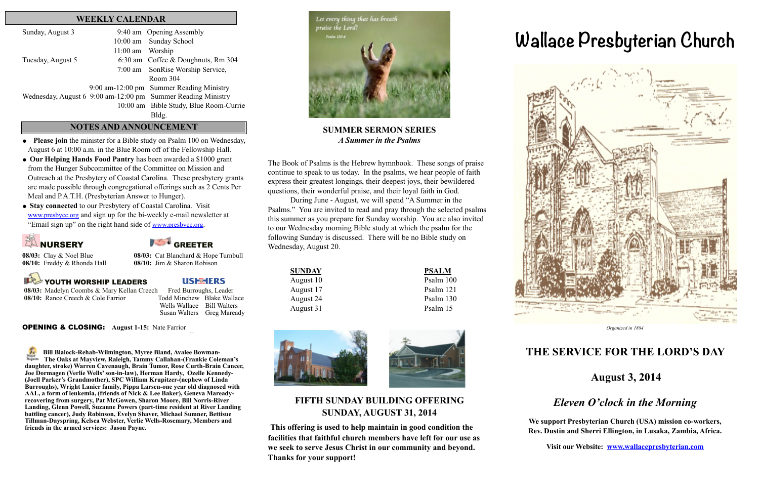## WEEKLY CALENDAR

| | | |
|---|---|---|
| Sunday, August 3 | 9:40 am | Opening Assembly |
| | 10:00 am | Sunday School |
| | 11:00 am | Worship |
| Tuesday, August 5 | 6:30 am | Coffee & Doughnuts, Rm 304 |
| | 7:00 am | SonRise Worship Service, Room 304 |
| | 9:00 am-12:00 pm | Summer Reading Ministry |
| Wednesday, August 6 | 9:00 am-12:00 pm | Summer Reading Ministry |
| | 10:00 am | Bible Study, Blue Room-Currie Bldg. |

## NOTES AND ANNOUNCEMENT

- **Please join** the minister for a Bible study on Psalm 100 on Wednesday, August 6 at 10:00 a.m. in the Blue Room off of the Fellowship Hall.
- **Our Helping Hands Food Pantry** has been awarded a $1000 grant from the Hunger Subcommittee of the Committee on Mission and Outreach at the Presbytery of Coastal Carolina. These presbytery grants are made possible through congregational offerings such as 2 Cents Per Meal and P.A.T.H. (Presbyterian Answer to Hunger).
- **Stay connected** to our Presbytery of Coastal Carolina. Visit www.presbycc.org and sign up for the bi-weekly e-mail newsletter at "Email sign up" on the right hand side of www.presbycc.org.

### NURSERY

**08/03:** Clay & Noel Blue
**08/10:** Freddy & Rhonda Hall

### GREETER

**08/03:** Cat Blanchard & Hope Turnbull
**08/10:** Jim & Sharon Robison

### YOUTH WORSHIP LEADERS

**08/03:** Madelyn Coombs & Mary Kellan Creech
**08/10:** Rance Creech & Cole Farrior

### USHERS

Fred Burroughs, Leader
Todd Minchew, Blake Wallace
Wells Wallace, Bill Walters
Susan Walters, Greg Maready

**OPENING & CLOSING:** **August 1-15:** Nate Farrior

**Bill Blalock-Rehab-Wilmington, Myree Bland, Avalee Bowman-The Oaks at Mayview, Raleigh, Tammy Callahan-(Frankie Coleman's daughter, stroke) Warren Cavenaugh, Brain Tumor, Rose Curth-Brain Cancer, Joe Dormagen (Verlie Wells' son-in-law), Herman Hardy, Ozelle Kennedy-(Joell Parker's Grandmother), SPC William Krupitzer-(nephew of Linda Burroughs), Wright Lanier family, Pippa Larsen-one year old diagnosed with AAL, a form of leukemia, (friends of Nick & Lee Baker), Geneva Maready-recovering from surgery, Pat McGowen, Sharon Moore, Bill Norris-River Landing, Glenn Powell, Suzanne Powers (part-time resident at River Landing battling cancer), Judy Robinson, Evelyn Shaver, Michael Sumner, Bettisue Tillman-Dayspring, Kelsea Webster, Verlie Wells-Rosemary, Members and friends in the armed services: Jason Payne.**

## SUMMER SERMON SERIES

***A Summer in the Psalms***

The Book of Psalms is the Hebrew hymnbook. These songs of praise continue to speak to us today. In the psalms, we hear people of faith express their greatest longings, their deepest joys, their bewildered questions, their wonderful praise, and their loyal faith in God.

During June - August, we will spend "A Summer in the Psalms." You are invited to read and pray through the selected psalms this summer as you prepare for Sunday worship. You are also invited to our Wednesday morning Bible study at which the psalm for the following Sunday is discussed. There will be no Bible study on Wednesday, August 20.

| SUNDAY | PSALM |
|---|---|
| August 10 | Psalm 100 |
| August 17 | Psalm 121 |
| August 24 | Psalm 130 |
| August 31 | Psalm 15 |

## FIFTH SUNDAY BUILDING OFFERING SUNDAY, AUGUST 31, 2014

**This offering is used to help maintain in good condition the facilities that faithful church members have left for our use as we seek to serve Jesus Christ in our community and beyond. Thanks for your support!**

# Wallace Presbyterian Church

*Organized in 1884*

## THE SERVICE FOR THE LORD'S DAY

## August 3, 2014

## *Eleven O'clock in the Morning*

**We support Presbyterian Church (USA) mission co-workers, Rev. Dustin and Sherri Ellington, in Lusaka, Zambia, Africa.**

**Visit our Website: www.wallacepresbyterian.com**